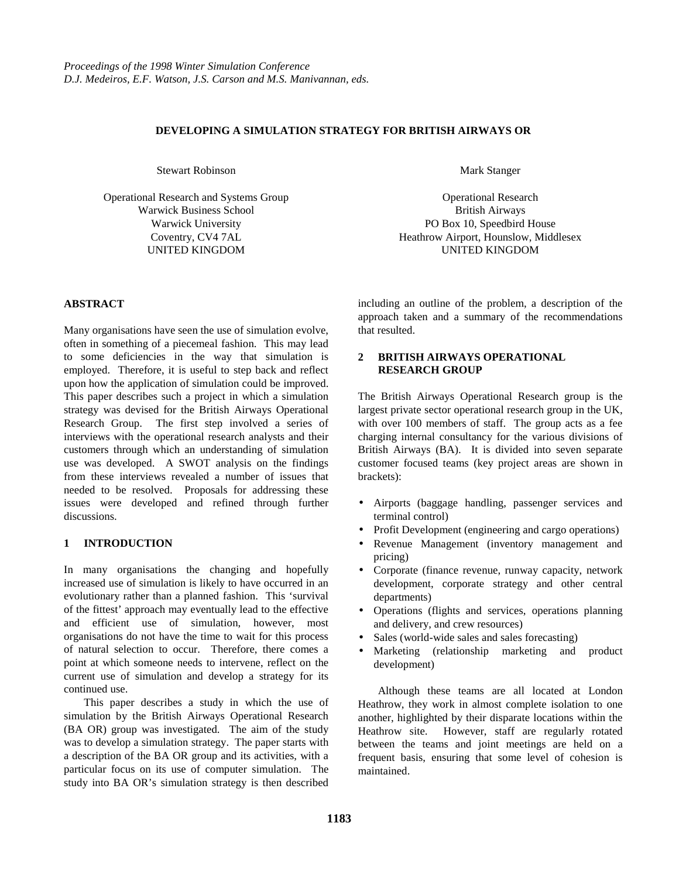# DEVELOPING A SIMULATION STRATEGY FOR BRITISH AIRWAYS OR

Stewart Robinson

Operational Research and Systems Group
Warwick Business School
Warwick University
Coventry, CV4 7AL
UNITED KINGDOM

Mark Stanger

Operational Research
British Airways
PO Box 10, Speedbird House
Heathrow Airport, Hounslow, Middlesex
UNITED KINGDOM

## ABSTRACT

Many organisations have seen the use of simulation evolve, often in something of a piecemeal fashion. This may lead to some deficiencies in the way that simulation is employed. Therefore, it is useful to step back and reflect upon how the application of simulation could be improved. This paper describes such a project in which a simulation strategy was devised for the British Airways Operational Research Group. The first step involved a series of interviews with the operational research analysts and their customers through which an understanding of simulation use was developed. A SWOT analysis on the findings from these interviews revealed a number of issues that needed to be resolved. Proposals for addressing these issues were developed and refined through further discussions.

## 1 INTRODUCTION

In many organisations the changing and hopefully increased use of simulation is likely to have occurred in an evolutionary rather than a planned fashion. This 'survival of the fittest' approach may eventually lead to the effective and efficient use of simulation, however, most organisations do not have the time to wait for this process of natural selection to occur. Therefore, there comes a point at which someone needs to intervene, reflect on the current use of simulation and develop a strategy for its continued use.

This paper describes a study in which the use of simulation by the British Airways Operational Research (BA OR) group was investigated. The aim of the study was to develop a simulation strategy. The paper starts with a description of the BA OR group and its activities, with a particular focus on its use of computer simulation. The study into BA OR's simulation strategy is then described including an outline of the problem, a description of the approach taken and a summary of the recommendations that resulted.

## 2 BRITISH AIRWAYS OPERATIONAL RESEARCH GROUP

The British Airways Operational Research group is the largest private sector operational research group in the UK, with over 100 members of staff. The group acts as a fee charging internal consultancy for the various divisions of British Airways (BA). It is divided into seven separate customer focused teams (key project areas are shown in brackets):

- Airports (baggage handling, passenger services and terminal control)
- Profit Development (engineering and cargo operations)
- Revenue Management (inventory management and pricing)
- Corporate (finance revenue, runway capacity, network development, corporate strategy and other central departments)
- Operations (flights and services, operations planning and delivery, and crew resources)
- Sales (world-wide sales and sales forecasting)
- Marketing (relationship marketing and product development)

Although these teams are all located at London Heathrow, they work in almost complete isolation to one another, highlighted by their disparate locations within the Heathrow site. However, staff are regularly rotated between the teams and joint meetings are held on a frequent basis, ensuring that some level of cohesion is maintained.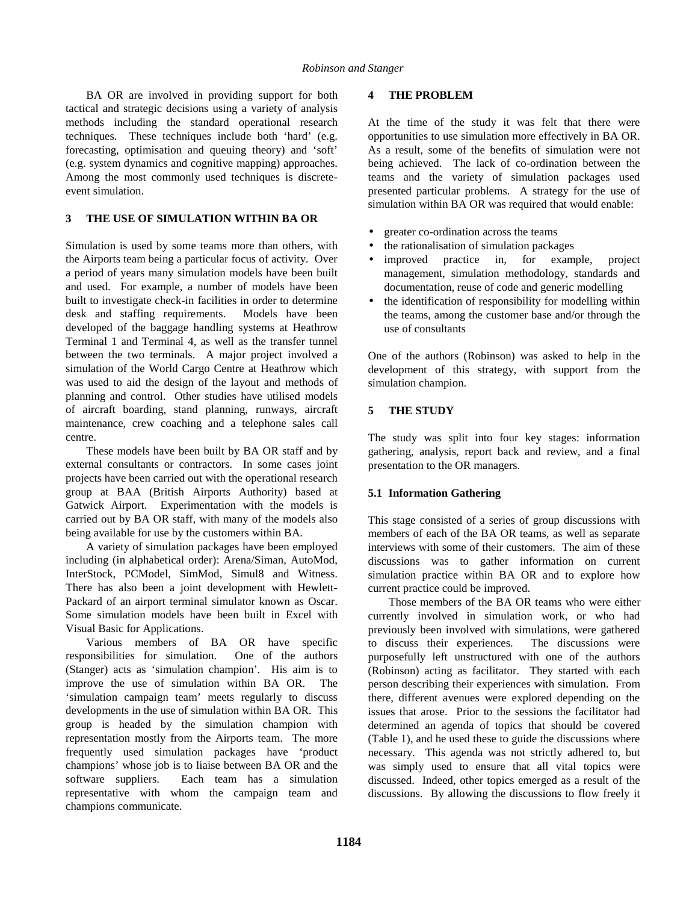BA OR are involved in providing support for both tactical and strategic decisions using a variety of analysis methods including the standard operational research techniques. These techniques include both 'hard' (e.g. forecasting, optimisation and queuing theory) and 'soft' (e.g. system dynamics and cognitive mapping) approaches. Among the most commonly used techniques is discrete-event simulation.

## 3 THE USE OF SIMULATION WITHIN BA OR

Simulation is used by some teams more than others, with the Airports team being a particular focus of activity. Over a period of years many simulation models have been built and used. For example, a number of models have been built to investigate check-in facilities in order to determine desk and staffing requirements. Models have been developed of the baggage handling systems at Heathrow Terminal 1 and Terminal 4, as well as the transfer tunnel between the two terminals. A major project involved a simulation of the World Cargo Centre at Heathrow which was used to aid the design of the layout and methods of planning and control. Other studies have utilised models of aircraft boarding, stand planning, runways, aircraft maintenance, crew coaching and a telephone sales call centre.

These models have been built by BA OR staff and by external consultants or contractors. In some cases joint projects have been carried out with the operational research group at BAA (British Airports Authority) based at Gatwick Airport. Experimentation with the models is carried out by BA OR staff, with many of the models also being available for use by the customers within BA.

A variety of simulation packages have been employed including (in alphabetical order): Arena/Siman, AutoMod, InterStock, PCModel, SimMod, Simul8 and Witness. There has also been a joint development with Hewlett-Packard of an airport terminal simulator known as Oscar. Some simulation models have been built in Excel with Visual Basic for Applications.

Various members of BA OR have specific responsibilities for simulation. One of the authors (Stanger) acts as 'simulation champion'. His aim is to improve the use of simulation within BA OR. The 'simulation campaign team' meets regularly to discuss developments in the use of simulation within BA OR. This group is headed by the simulation champion with representation mostly from the Airports team. The more frequently used simulation packages have 'product champions' whose job is to liaise between BA OR and the software suppliers. Each team has a simulation representative with whom the campaign team and champions communicate.

## 4 THE PROBLEM

At the time of the study it was felt that there were opportunities to use simulation more effectively in BA OR. As a result, some of the benefits of simulation were not being achieved. The lack of co-ordination between the teams and the variety of simulation packages used presented particular problems. A strategy for the use of simulation within BA OR was required that would enable:

- greater co-ordination across the teams
- the rationalisation of simulation packages
- improved practice in, for example, project management, simulation methodology, standards and documentation, reuse of code and generic modelling
- the identification of responsibility for modelling within the teams, among the customer base and/or through the use of consultants

One of the authors (Robinson) was asked to help in the development of this strategy, with support from the simulation champion.

## 5 THE STUDY

The study was split into four key stages: information gathering, analysis, report back and review, and a final presentation to the OR managers.

### 5.1 Information Gathering

This stage consisted of a series of group discussions with members of each of the BA OR teams, as well as separate interviews with some of their customers. The aim of these discussions was to gather information on current simulation practice within BA OR and to explore how current practice could be improved.

Those members of the BA OR teams who were either currently involved in simulation work, or who had previously been involved with simulations, were gathered to discuss their experiences. The discussions were purposefully left unstructured with one of the authors (Robinson) acting as facilitator. They started with each person describing their experiences with simulation. From there, different avenues were explored depending on the issues that arose. Prior to the sessions the facilitator had determined an agenda of topics that should be covered (Table 1), and he used these to guide the discussions where necessary. This agenda was not strictly adhered to, but was simply used to ensure that all vital topics were discussed. Indeed, other topics emerged as a result of the discussions. By allowing the discussions to flow freely it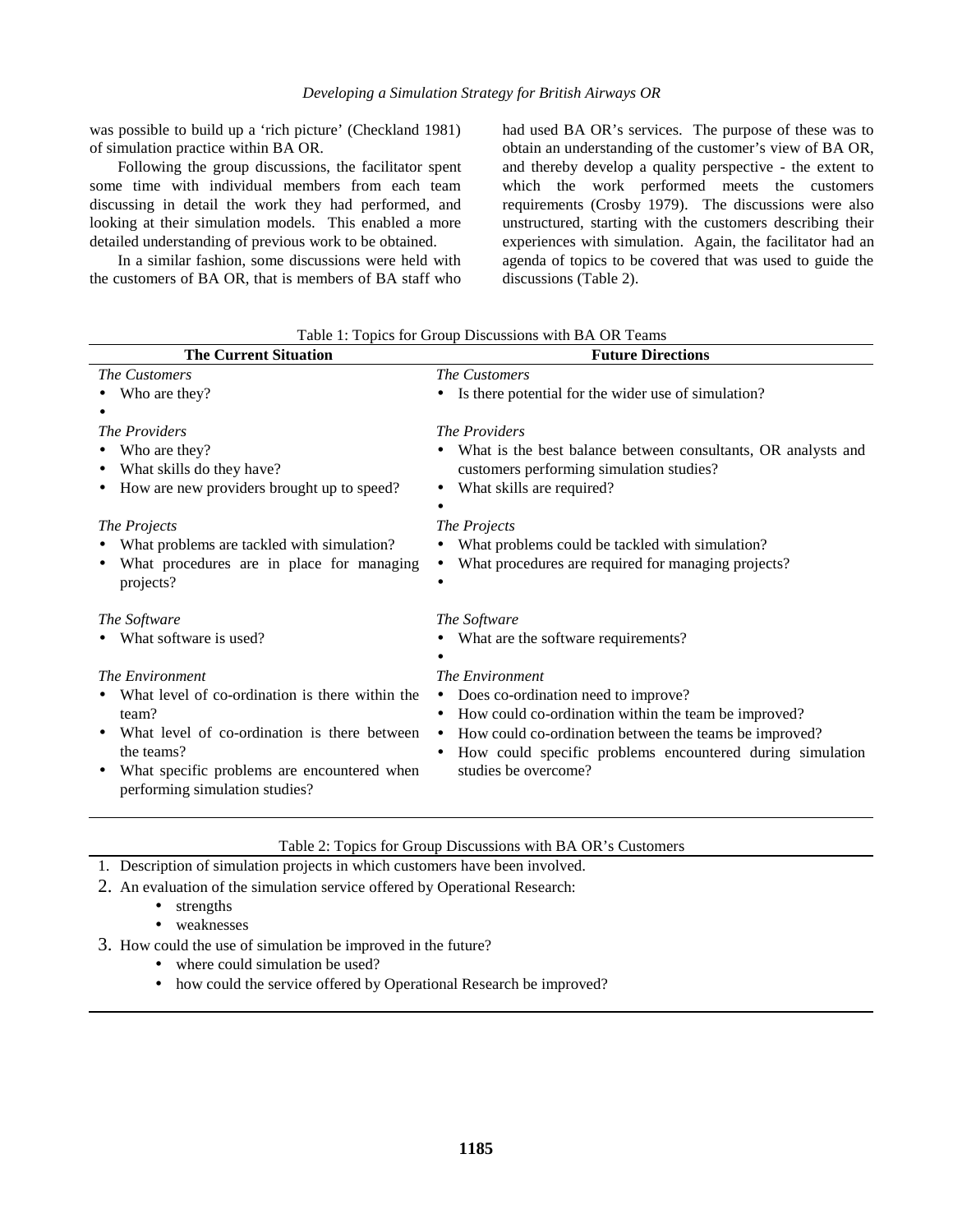was possible to build up a 'rich picture' (Checkland 1981) of simulation practice within BA OR.

Following the group discussions, the facilitator spent some time with individual members from each team discussing in detail the work they had performed, and looking at their simulation models. This enabled a more detailed understanding of previous work to be obtained.

In a similar fashion, some discussions were held with the customers of BA OR, that is members of BA staff who had used BA OR's services. The purpose of these was to obtain an understanding of the customer's view of BA OR, and thereby develop a quality perspective - the extent to which the work performed meets the customers requirements (Crosby 1979). The discussions were also unstructured, starting with the customers describing their experiences with simulation. Again, the facilitator had an agenda of topics to be covered that was used to guide the discussions (Table 2).

Table 1: Topics for Group Discussions with BA OR Teams

| The Current Situation | Future Directions |
|---|---|
| *The Customers*<br>• Who are they?<br>• | *The Customers*<br>• Is there potential for the wider use of simulation? |
| *The Providers*<br>• Who are they?<br>• What skills do they have?<br>• How are new providers brought up to speed? | *The Providers*<br>• What is the best balance between consultants, OR analysts and customers performing simulation studies?<br>• What skills are required?<br>• |
| *The Projects*<br>• What problems are tackled with simulation?<br>• What procedures are in place for managing projects? | *The Projects*<br>• What problems could be tackled with simulation?<br>• What procedures are required for managing projects?<br>• |
| *The Software*<br>• What software is used? | *The Software*<br>• What are the software requirements?<br>• |
| *The Environment*<br>• What level of co-ordination is there within the team?<br>• What level of co-ordination is there between the teams?<br>• What specific problems are encountered when performing simulation studies? | *The Environment*<br>• Does co-ordination need to improve?<br>• How could co-ordination within the team be improved?<br>• How could co-ordination between the teams be improved?<br>• How could specific problems encountered during simulation studies be overcome? |

Table 2: Topics for Group Discussions with BA OR's Customers

1. Description of simulation projects in which customers have been involved.
2. An evaluation of the simulation service offered by Operational Research:
   - strengths
   - weaknesses
3. How could the use of simulation be improved in the future?
   - where could simulation be used?
   - how could the service offered by Operational Research be improved?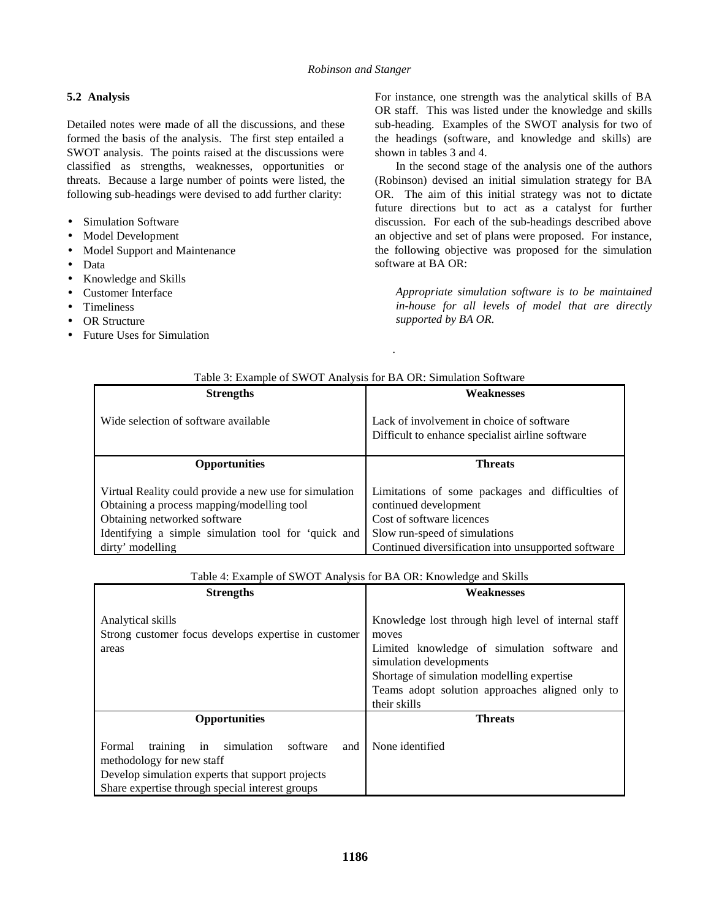### 5.2 Analysis

Detailed notes were made of all the discussions, and these formed the basis of the analysis. The first step entailed a SWOT analysis. The points raised at the discussions were classified as strengths, weaknesses, opportunities or threats. Because a large number of points were listed, the following sub-headings were devised to add further clarity:

- Simulation Software
- Model Development
- Model Support and Maintenance
- Data
- Knowledge and Skills
- Customer Interface
- Timeliness
- OR Structure
- Future Uses for Simulation

For instance, one strength was the analytical skills of BA OR staff. This was listed under the knowledge and skills sub-heading. Examples of the SWOT analysis for two of the headings (software, and knowledge and skills) are shown in tables 3 and 4.

In the second stage of the analysis one of the authors (Robinson) devised an initial simulation strategy for BA OR. The aim of this initial strategy was not to dictate future directions but to act as a catalyst for further discussion. For each of the sub-headings described above an objective and set of plans were proposed. For instance, the following objective was proposed for the simulation software at BA OR:

> *Appropriate simulation software is to be maintained in-house for all levels of model that are directly supported by BA OR.*

Table 3: Example of SWOT Analysis for BA OR: Simulation Software

| Strengths | Weaknesses |
|---|---|
| Wide selection of software available | Lack of involvement in choice of software<br>Difficult to enhance specialist airline software |
| **Opportunities** | **Threats** |
| Virtual Reality could provide a new use for simulation<br>Obtaining a process mapping/modelling tool<br>Obtaining networked software<br>Identifying a simple simulation tool for 'quick and dirty' modelling | Limitations of some packages and difficulties of continued development<br>Cost of software licences<br>Slow run-speed of simulations<br>Continued diversification into unsupported software |

Table 4: Example of SWOT Analysis for BA OR: Knowledge and Skills

| Strengths | Weaknesses |
|---|---|
| Analytical skills<br>Strong customer focus develops expertise in customer areas | Knowledge lost through high level of internal staff moves<br>Limited knowledge of simulation software and simulation developments<br>Shortage of simulation modelling expertise<br>Teams adopt solution approaches aligned only to their skills |
| **Opportunities** | **Threats** |
| Formal training in simulation software and methodology for new staff<br>Develop simulation experts that support projects<br>Share expertise through special interest groups | None identified |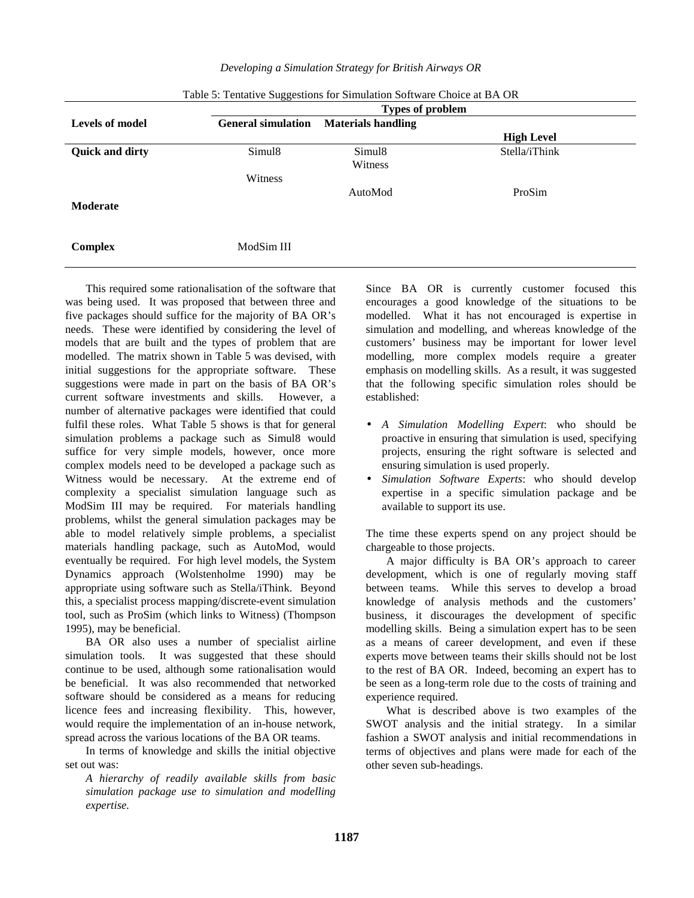Table 5: Tentative Suggestions for Simulation Software Choice at BA OR

| Levels of model | Types of problem | | |
|---|---|---|---|
| | General simulation | Materials handling | High Level |
| **Quick and dirty** | Simul8 | Simul8<br>Witness | Stella/iThink |
| **Moderate** | Witness | AutoMod | ProSim |
| **Complex** | ModSim III | | |

This required some rationalisation of the software that was being used. It was proposed that between three and five packages should suffice for the majority of BA OR's needs. These were identified by considering the level of models that are built and the types of problem that are modelled. The matrix shown in Table 5 was devised, with initial suggestions for the appropriate software. These suggestions were made in part on the basis of BA OR's current software investments and skills. However, a number of alternative packages were identified that could fulfil these roles. What Table 5 shows is that for general simulation problems a package such as Simul8 would suffice for very simple models, however, once more complex models need to be developed a package such as Witness would be necessary. At the extreme end of complexity a specialist simulation language such as ModSim III may be required. For materials handling problems, whilst the general simulation packages may be able to model relatively simple problems, a specialist materials handling package, such as AutoMod, would eventually be required. For high level models, the System Dynamics approach (Wolstenholme 1990) may be appropriate using software such as Stella/iThink. Beyond this, a specialist process mapping/discrete-event simulation tool, such as ProSim (which links to Witness) (Thompson 1995), may be beneficial.

BA OR also uses a number of specialist airline simulation tools. It was suggested that these should continue to be used, although some rationalisation would be beneficial. It was also recommended that networked software should be considered as a means for reducing licence fees and increasing flexibility. This, however, would require the implementation of an in-house network, spread across the various locations of the BA OR teams.

In terms of knowledge and skills the initial objective set out was:

*A hierarchy of readily available skills from basic simulation package use to simulation and modelling expertise.*

Since BA OR is currently customer focused this encourages a good knowledge of the situations to be modelled. What it has not encouraged is expertise in simulation and modelling, and whereas knowledge of the customers' business may be important for lower level modelling, more complex models require a greater emphasis on modelling skills. As a result, it was suggested that the following specific simulation roles should be established:

- *A Simulation Modelling Expert*: who should be proactive in ensuring that simulation is used, specifying projects, ensuring the right software is selected and ensuring simulation is used properly.
- *Simulation Software Experts*: who should develop expertise in a specific simulation package and be available to support its use.

The time these experts spend on any project should be chargeable to those projects.

A major difficulty is BA OR's approach to career development, which is one of regularly moving staff between teams. While this serves to develop a broad knowledge of analysis methods and the customers' business, it discourages the development of specific modelling skills. Being a simulation expert has to be seen as a means of career development, and even if these experts move between teams their skills should not be lost to the rest of BA OR. Indeed, becoming an expert has to be seen as a long-term role due to the costs of training and experience required.

What is described above is two examples of the SWOT analysis and the initial strategy. In a similar fashion a SWOT analysis and initial recommendations in terms of objectives and plans were made for each of the other seven sub-headings.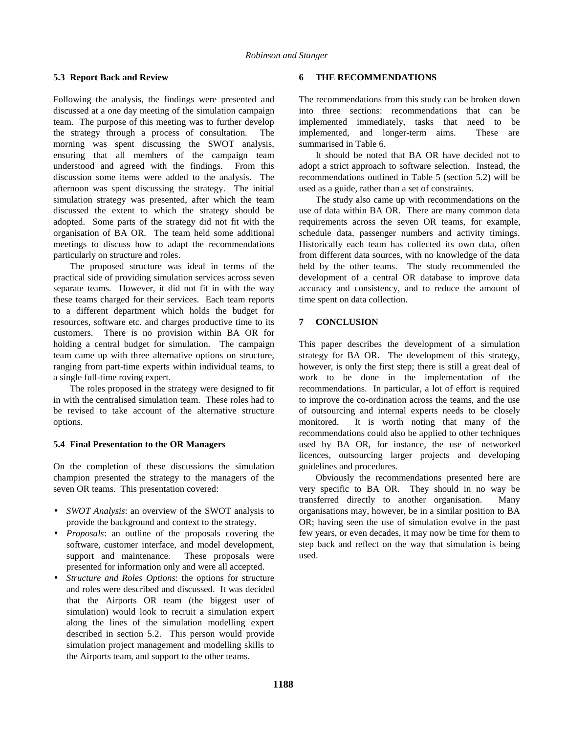### 5.3 Report Back and Review

Following the analysis, the findings were presented and discussed at a one day meeting of the simulation campaign team. The purpose of this meeting was to further develop the strategy through a process of consultation. The morning was spent discussing the SWOT analysis, ensuring that all members of the campaign team understood and agreed with the findings. From this discussion some items were added to the analysis. The afternoon was spent discussing the strategy. The initial simulation strategy was presented, after which the team discussed the extent to which the strategy should be adopted. Some parts of the strategy did not fit with the organisation of BA OR. The team held some additional meetings to discuss how to adapt the recommendations particularly on structure and roles.

The proposed structure was ideal in terms of the practical side of providing simulation services across seven separate teams. However, it did not fit in with the way these teams charged for their services. Each team reports to a different department which holds the budget for resources, software etc. and charges productive time to its customers. There is no provision within BA OR for holding a central budget for simulation. The campaign team came up with three alternative options on structure, ranging from part-time experts within individual teams, to a single full-time roving expert.

The roles proposed in the strategy were designed to fit in with the centralised simulation team. These roles had to be revised to take account of the alternative structure options.

### 5.4 Final Presentation to the OR Managers

On the completion of these discussions the simulation champion presented the strategy to the managers of the seven OR teams. This presentation covered:

- *SWOT Analysis*: an overview of the SWOT analysis to provide the background and context to the strategy.
- *Proposals*: an outline of the proposals covering the software, customer interface, and model development, support and maintenance. These proposals were presented for information only and were all accepted.
- *Structure and Roles Options*: the options for structure and roles were described and discussed. It was decided that the Airports OR team (the biggest user of simulation) would look to recruit a simulation expert along the lines of the simulation modelling expert described in section 5.2. This person would provide simulation project management and modelling skills to the Airports team, and support to the other teams.

## 6 THE RECOMMENDATIONS

The recommendations from this study can be broken down into three sections: recommendations that can be implemented immediately, tasks that need to be implemented, and longer-term aims. These are summarised in Table 6.

It should be noted that BA OR have decided not to adopt a strict approach to software selection. Instead, the recommendations outlined in Table 5 (section 5.2) will be used as a guide, rather than a set of constraints.

The study also came up with recommendations on the use of data within BA OR. There are many common data requirements across the seven OR teams, for example, schedule data, passenger numbers and activity timings. Historically each team has collected its own data, often from different data sources, with no knowledge of the data held by the other teams. The study recommended the development of a central OR database to improve data accuracy and consistency, and to reduce the amount of time spent on data collection.

## 7 CONCLUSION

This paper describes the development of a simulation strategy for BA OR. The development of this strategy, however, is only the first step; there is still a great deal of work to be done in the implementation of the recommendations. In particular, a lot of effort is required to improve the co-ordination across the teams, and the use of outsourcing and internal experts needs to be closely monitored. It is worth noting that many of the recommendations could also be applied to other techniques used by BA OR, for instance, the use of networked licences, outsourcing larger projects and developing guidelines and procedures.

Obviously the recommendations presented here are very specific to BA OR. They should in no way be transferred directly to another organisation. Many organisations may, however, be in a similar position to BA OR; having seen the use of simulation evolve in the past few years, or even decades, it may now be time for them to step back and reflect on the way that simulation is being used.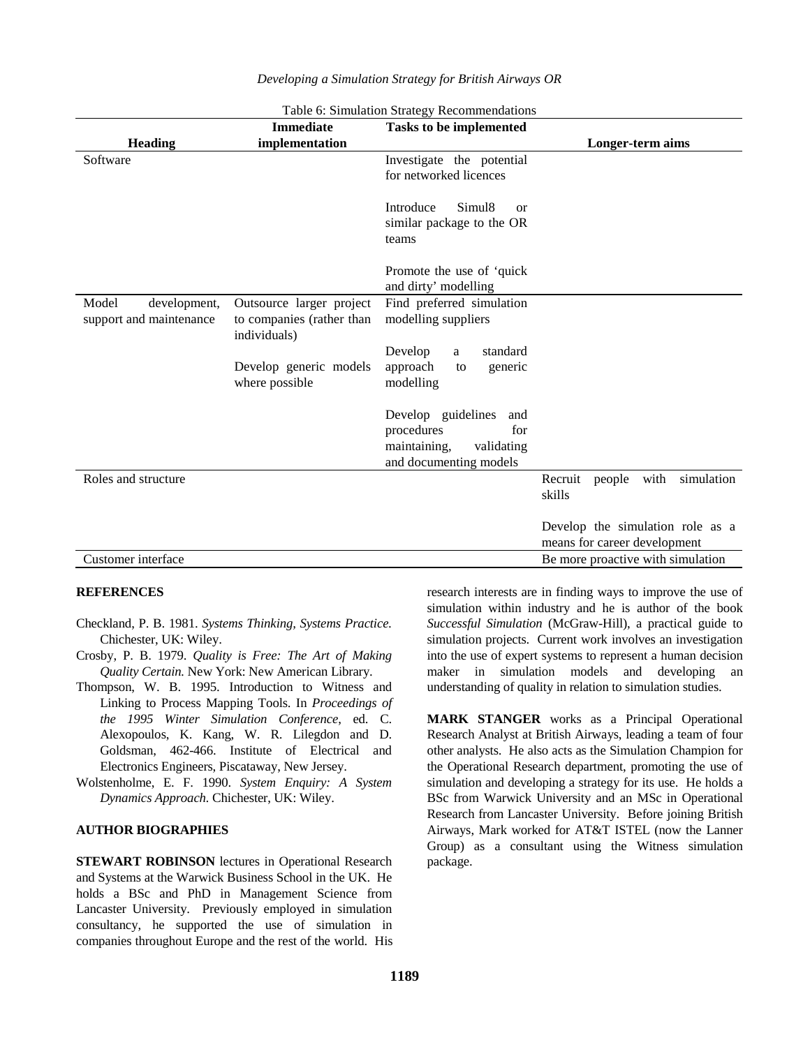Table 6: Simulation Strategy Recommendations

| Heading | Immediate implementation | Tasks to be implemented | Longer-term aims |
|---|---|---|---|
| Software | | Investigate the potential for networked licences | |
| | | Introduce Simul8 or similar package to the OR teams | |
| | | Promote the use of 'quick and dirty' modelling | |
| Model development, support and maintenance | Outsource larger project to companies (rather than individuals) | Find preferred simulation modelling suppliers | |
| | Develop generic models where possible | Develop a standard approach to generic modelling | |
| | | Develop guidelines and procedures for maintaining, validating and documenting models | |
| Roles and structure | | | Recruit people with simulation skills |
| | | | Develop the simulation role as a means for career development |
| Customer interface | | | Be more proactive with simulation |

## REFERENCES

Checkland, P. B. 1981. *Systems Thinking, Systems Practice.* Chichester, UK: Wiley.

Crosby, P. B. 1979. *Quality is Free: The Art of Making Quality Certain.* New York: New American Library.

Thompson, W. B. 1995. Introduction to Witness and Linking to Process Mapping Tools. In *Proceedings of the 1995 Winter Simulation Conference*, ed. C. Alexopoulos, K. Kang, W. R. Lilegdon and D. Goldsman, 462-466. Institute of Electrical and Electronics Engineers, Piscataway, New Jersey.

Wolstenholme, E. F. 1990. *System Enquiry: A System Dynamics Approach.* Chichester, UK: Wiley.

## AUTHOR BIOGRAPHIES

**STEWART ROBINSON** lectures in Operational Research and Systems at the Warwick Business School in the UK. He holds a BSc and PhD in Management Science from Lancaster University. Previously employed in simulation consultancy, he supported the use of simulation in companies throughout Europe and the rest of the world. His research interests are in finding ways to improve the use of simulation within industry and he is author of the book *Successful Simulation* (McGraw-Hill), a practical guide to simulation projects. Current work involves an investigation into the use of expert systems to represent a human decision maker in simulation models and developing an understanding of quality in relation to simulation studies.

**MARK STANGER** works as a Principal Operational Research Analyst at British Airways, leading a team of four other analysts. He also acts as the Simulation Champion for the Operational Research department, promoting the use of simulation and developing a strategy for its use. He holds a BSc from Warwick University and an MSc in Operational Research from Lancaster University. Before joining British Airways, Mark worked for AT&T ISTEL (now the Lanner Group) as a consultant using the Witness simulation package.